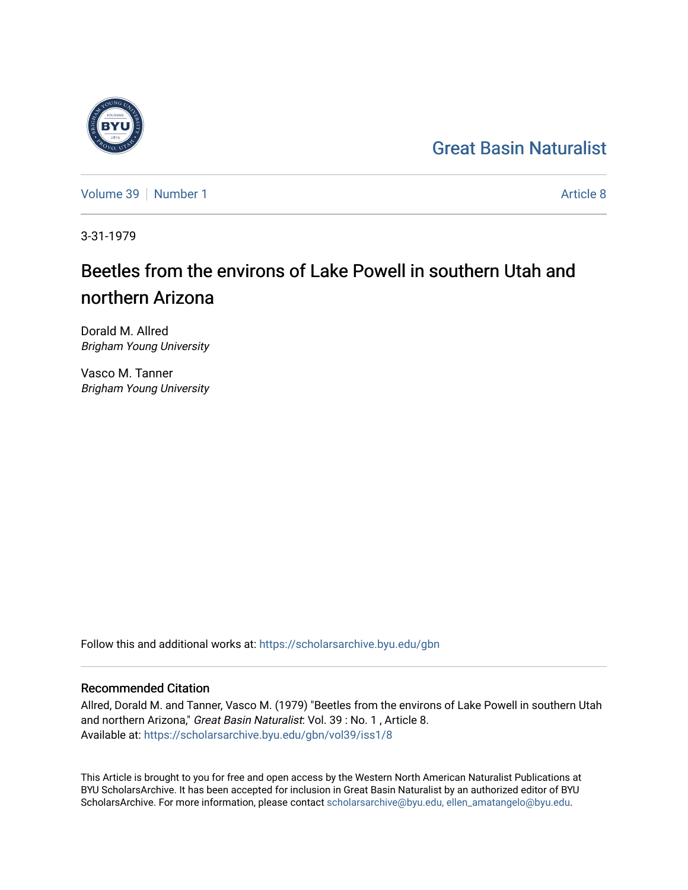Great Basin Naturalist

Volume 39 | Number 1 | Article 8

3-31-1979

# Beetles from the environs of Lake Powell in southern Utah and northern Arizona

Dorald M. Allred
*Brigham Young University*

Vasco M. Tanner
*Brigham Young University*

Follow this and additional works at: https://scholarsarchive.byu.edu/gbn

## Recommended Citation

Allred, Dorald M. and Tanner, Vasco M. (1979) "Beetles from the environs of Lake Powell in southern Utah and northern Arizona," *Great Basin Naturalist*: Vol. 39 : No. 1 , Article 8.
Available at: https://scholarsarchive.byu.edu/gbn/vol39/iss1/8

This Article is brought to you for free and open access by the Western North American Naturalist Publications at BYU ScholarsArchive. It has been accepted for inclusion in Great Basin Naturalist by an authorized editor of BYU ScholarsArchive. For more information, please contact scholarsarchive@byu.edu, ellen_amatangelo@byu.edu.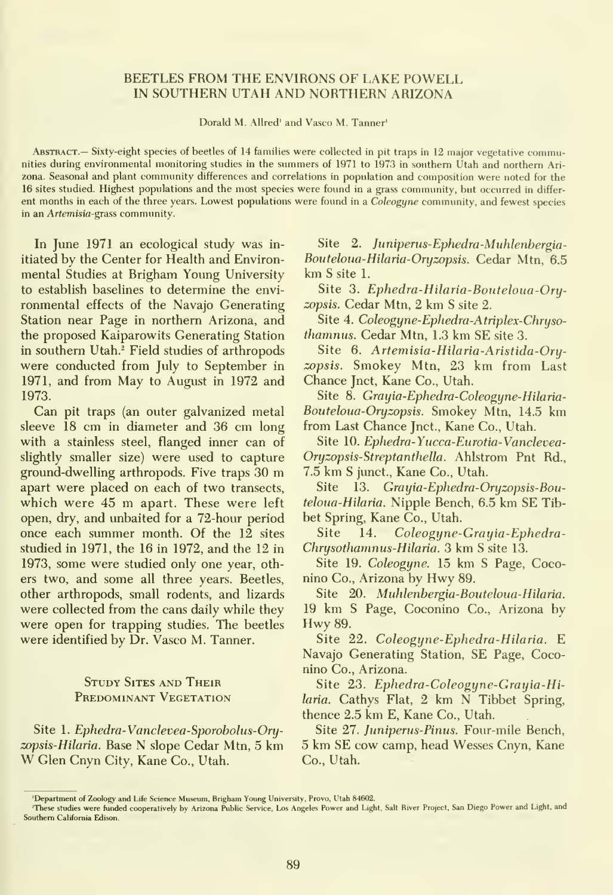# BEETLES FROM THE ENVIRONS OF LAKE POWELL IN SOUTHERN UTAH AND NORTHERN ARIZONA

Dorald M. Allred[1] and Vasco M. Tanner[1]

Abstract.— Sixty-eight species of beetles of 14 families were collected in pit traps in 12 major vegetative communities during environmental monitoring studies in the summers of 1971 to 1973 in southern Utah and northern Arizona. Seasonal and plant community differences and correlations in population and composition were noted for the 16 sites studied. Highest populations and the most species were found in a grass community, but occurred in different months in each of the three years. Lowest populations were found in a *Coleogyne* community, and fewest species in an *Artemisia*-grass community.

In June 1971 an ecological study was initiated by the Center for Health and Environmental Studies at Brigham Young University to establish baselines to determine the environmental effects of the Navajo Generating Station near Page in northern Arizona, and the proposed Kaiparowits Generating Station in southern Utah.[2] Field studies of arthropods were conducted from July to September in 1971, and from May to August in 1972 and 1973.

Can pit traps (an outer galvanized metal sleeve 18 cm in diameter and 36 cm long with a stainless steel, flanged inner can of slightly smaller size) were used to capture ground-dwelling arthropods. Five traps 30 m apart were placed on each of two transects, which were 45 m apart. These were left open, dry, and unbaited for a 72-hour period once each summer month. Of the 12 sites studied in 1971, the 16 in 1972, and the 12 in 1973, some were studied only one year, others two, and some all three years. Beetles, other arthropods, small rodents, and lizards were collected from the cans daily while they were open for trapping studies. The beetles were identified by Dr. Vasco M. Tanner.

## Study Sites and Their Predominant Vegetation

Site 1. *Ephedra-Vanclevea-Sporobolus-Oryzopsis-Hilaria*. Base N slope Cedar Mtn, 5 km W Glen Cnyn City, Kane Co., Utah.

Site 2. *Juniperus-Ephedra-Muhlenbergia-Bouteloua-Hilaria-Oryzopsis*. Cedar Mtn, 6.5 km S site 1.

Site 3. *Ephedra-Hilaria-Bouteloua-Oryzopsis*. Cedar Mtn, 2 km S site 2.

Site 4. *Coleogyne-Ephedra-Atriplex-Chrysothamnus*. Cedar Mtn, 1.3 km SE site 3.

Site 6. *Artemisia-Hilaria-Aristida-Oryzopsis*. Smokey Mtn, 23 km from Last Chance Jnct, Kane Co., Utah.

Site 8. *Grayia-Ephedra-Coleogyne-Hilaria-Bouteloua-Oryzopsis*. Smokey Mtn, 14.5 km from Last Chance Jnct., Kane Co., Utah.

Site 10. *Ephedra-Yucca-Eurotia-Vanclevea-Oryzopsis-Streptanthella*. Ahlstrom Pnt Rd., 7.5 km S junct., Kane Co., Utah.

Site 13. *Grayia-Ephedra-Oryzopsis-Bouteloua-Hilaria*. Nipple Bench, 6.5 km SE Tibbet Spring, Kane Co., Utah.

Site 14. *Coleogyne-Grayia-Ephedra-Chrysothamnus-Hilaria*. 3 km S site 13.

Site 19. *Coleogyne*. 15 km S Page, Coconino Co., Arizona by Hwy 89.

Site 20. *Muhlenbergia-Bouteloua-Hilaria*. 19 km S Page, Coconino Co., Arizona by Hwy 89.

Site 22. *Coleogyne-Ephedra-Hilaria*. E Navajo Generating Station, SE Page, Coconino Co., Arizona.

Site 23. *Ephedra-Coleogyne-Grayia-Hilaria*. Cathys Flat, 2 km N Tibbet Spring, thence 2.5 km E, Kane Co., Utah.

Site 27. *Juniperus-Pinus*. Four-mile Bench, 5 km SE cow camp, head Wesses Cnyn, Kane Co., Utah.

[1]Department of Zoology and Life Science Museum, Brigham Young University, Provo, Utah 84602.

[2]These studies were funded cooperatively by Arizona Public Service, Los Angeles Power and Light, Salt River Project, San Diego Power and Light, and Southern California Edison.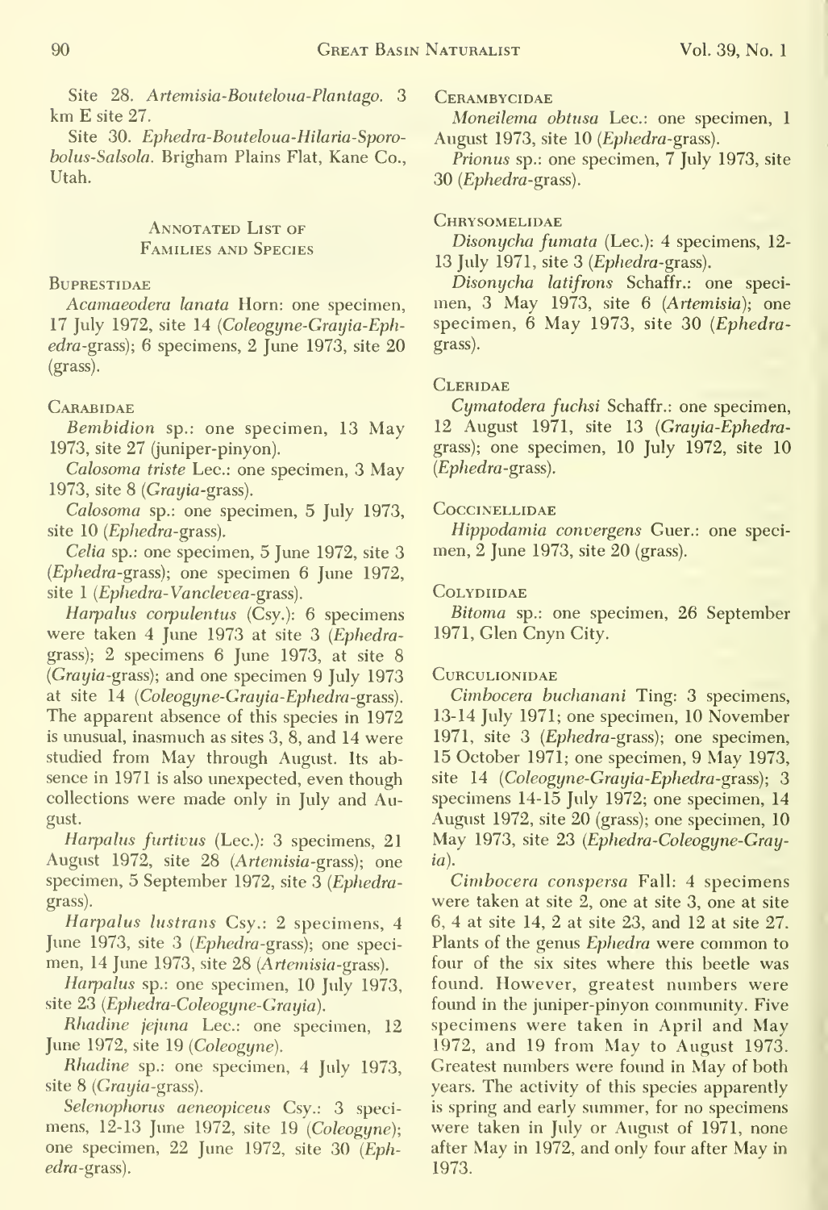Site 28. *Artemisia-Bouteloua-Plantago*. 3 km E site 27.

Site 30. *Ephedra-Bouteloua-Hilaria-Sporobolus-Salsola*. Brigham Plains Flat, Kane Co., Utah.

## Annotated List of Families and Species

### Buprestidae

*Acamaeodera lanata* Horn: one specimen, 17 July 1972, site 14 (*Coleogyne-Grayia-Ephedra*-grass); 6 specimens, 2 June 1973, site 20 (grass).

### Carabidae

*Bembidion* sp.: one specimen, 13 May 1973, site 27 (juniper-pinyon).

*Calosoma triste* Lec.: one specimen, 3 May 1973, site 8 (*Grayia*-grass).

*Calosoma* sp.: one specimen, 5 July 1973, site 10 (*Ephedra*-grass).

*Celia* sp.: one specimen, 5 June 1972, site 3 (*Ephedra*-grass); one specimen 6 June 1972, site 1 (*Ephedra-Vanclevea*-grass).

*Harpalus corpulentus* (Csy.): 6 specimens were taken 4 June 1973 at site 3 (*Ephedra*-grass); 2 specimens 6 June 1973, at site 8 (*Grayia*-grass); and one specimen 9 July 1973 at site 14 (*Coleogyne-Grayia-Ephedra*-grass). The apparent absence of this species in 1972 is unusual, inasmuch as sites 3, 8, and 14 were studied from May through August. Its absence in 1971 is also unexpected, even though collections were made only in July and August.

*Harpalus furtivus* (Lec.): 3 specimens, 21 August 1972, site 28 (*Artemisia*-grass); one specimen, 5 September 1972, site 3 (*Ephedra*-grass).

*Harpalus lustrans* Csy.: 2 specimens, 4 June 1973, site 3 (*Ephedra*-grass); one specimen, 14 June 1973, site 28 (*Artemisia*-grass).

*Harpalus* sp.: one specimen, 10 July 1973, site 23 (*Ephedra-Coleogyne-Grayia*).

*Rhadine jejuna* Lec.: one specimen, 12 June 1972, site 19 (*Coleogyne*).

*Rhadine* sp.: one specimen, 4 July 1973, site 8 (*Grayia*-grass).

*Selenophorus aeneopiceus* Csy.: 3 specimens, 12-13 June 1972, site 19 (*Coleogyne*); one specimen, 22 June 1972, site 30 (*Ephedra*-grass).

### Cerambycidae

*Moneilema obtusa* Lec.: one specimen, 1 August 1973, site 10 (*Ephedra*-grass).

*Prionus* sp.: one specimen, 7 July 1973, site 30 (*Ephedra*-grass).

### Chrysomelidae

*Disonycha fumata* (Lec.): 4 specimens, 12-13 July 1971, site 3 (*Ephedra*-grass).

*Disonycha latifrons* Schaffr.: one specimen, 3 May 1973, site 6 (*Artemisia*); one specimen, 6 May 1973, site 30 (*Ephedra*-grass).

### Cleridae

*Cymatodera fuchsi* Schaffr.: one specimen, 12 August 1971, site 13 (*Grayia-Ephedra*-grass); one specimen, 10 July 1972, site 10 (*Ephedra*-grass).

### Coccinellidae

*Hippodamia convergens* Guer.: one specimen, 2 June 1973, site 20 (grass).

### Colydiidae

*Bitoma* sp.: one specimen, 26 September 1971, Glen Cnyn City.

### Curculionidae

*Cimbocera buchanani* Ting: 3 specimens, 13-14 July 1971; one specimen, 10 November 1971, site 3 (*Ephedra*-grass); one specimen, 15 October 1971; one specimen, 9 May 1973, site 14 (*Coleogyne-Grayia-Ephedra*-grass); 3 specimens 14-15 July 1972; one specimen, 14 August 1972, site 20 (grass); one specimen, 10 May 1973, site 23 (*Ephedra-Coleogyne-Grayia*).

*Cimbocera conspersa* Fall: 4 specimens were taken at site 2, one at site 3, one at site 6, 4 at site 14, 2 at site 23, and 12 at site 27. Plants of the genus *Ephedra* were common to four of the six sites where this beetle was found. However, greatest numbers were found in the juniper-pinyon community. Five specimens were taken in April and May 1972, and 19 from May to August 1973. Greatest numbers were found in May of both years. The activity of this species apparently is spring and early summer, for no specimens were taken in July or August of 1971, none after May in 1972, and only four after May in 1973.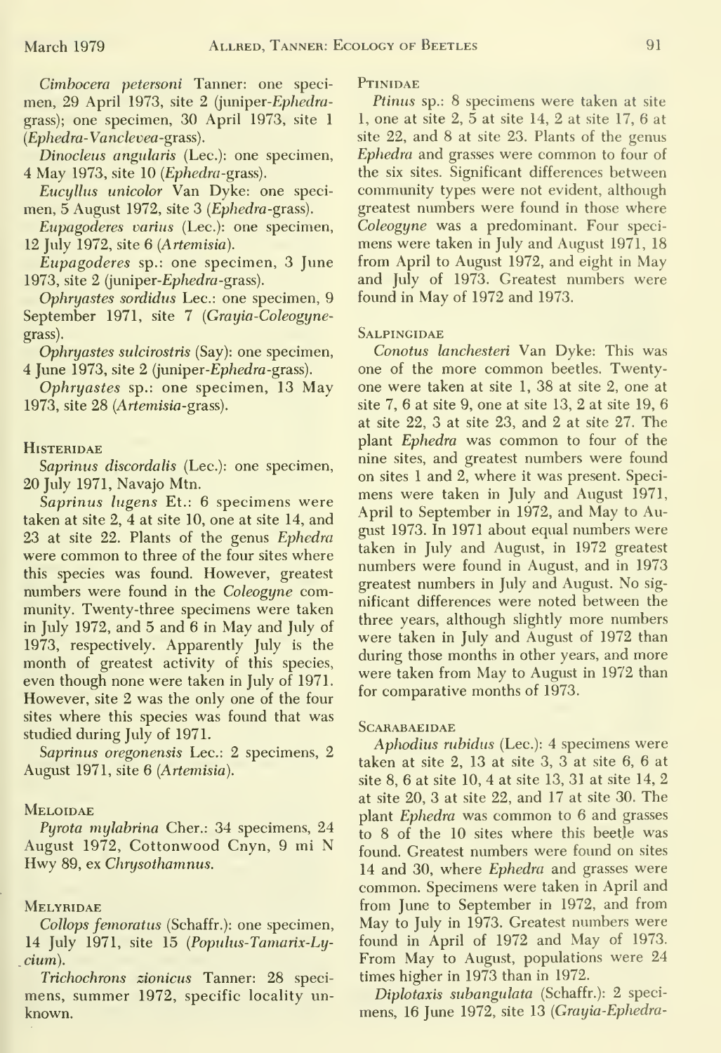*Cimbocera petersoni* Tanner: one specimen, 29 April 1973, site 2 (juniper-*Ephedra*-grass); one specimen, 30 April 1973, site 1 (*Ephedra-Vanclevea*-grass).

*Dinocleus angularis* (Lec.): one specimen, 4 May 1973, site 10 (*Ephedra*-grass).

*Eucyllus unicolor* Van Dyke: one specimen, 5 August 1972, site 3 (*Ephedra*-grass).

*Eupagoderes varius* (Lec.): one specimen, 12 July 1972, site 6 (*Artemisia*).

*Eupagoderes* sp.: one specimen, 3 June 1973, site 2 (juniper-*Ephedra*-grass).

*Ophryastes sordidus* Lec.: one specimen, 9 September 1971, site 7 (*Grayia-Coleogyne*-grass).

*Ophryastes sulcirostris* (Say): one specimen, 4 June 1973, site 2 (juniper-*Ephedra*-grass).

*Ophryastes* sp.: one specimen, 13 May 1973, site 28 (*Artemisia*-grass).

### Histeridae

*Saprinus discordalis* (Lec.): one specimen, 20 July 1971, Navajo Mtn.

*Saprinus lugens* Et.: 6 specimens were taken at site 2, 4 at site 10, one at site 14, and 23 at site 22. Plants of the genus *Ephedra* were common to three of the four sites where this species was found. However, greatest numbers were found in the *Coleogyne* community. Twenty-three specimens were taken in July 1972, and 5 and 6 in May and July of 1973, respectively. Apparently July is the month of greatest activity of this species, even though none were taken in July of 1971. However, site 2 was the only one of the four sites where this species was found that was studied during July of 1971.

*Saprinus oregonensis* Lec.: 2 specimens, 2 August 1971, site 6 (*Artemisia*).

### Meloidae

*Pyrota mylabrina* Cher.: 34 specimens, 24 August 1972, Cottonwood Cnyn, 9 mi N Hwy 89, ex *Chrysothamnus*.

### Melyridae

*Collops femoratus* (Schaffr.): one specimen, 14 July 1971, site 15 (*Populus-Tamarix-Lycium*).

*Trichochrons zionicus* Tanner: 28 specimens, summer 1972, specific locality unknown.

### Ptinidae

*Ptinus* sp.: 8 specimens were taken at site 1, one at site 2, 5 at site 14, 2 at site 17, 6 at site 22, and 8 at site 23. Plants of the genus *Ephedra* and grasses were common to four of the six sites. Significant differences between community types were not evident, although greatest numbers were found in those where *Coleogyne* was a predominant. Four specimens were taken in July and August 1971, 18 from April to August 1972, and eight in May and July of 1973. Greatest numbers were found in May of 1972 and 1973.

### Salpingidae

*Conotus lanchesteri* Van Dyke: This was one of the more common beetles. Twenty-one were taken at site 1, 38 at site 2, one at site 7, 6 at site 9, one at site 13, 2 at site 19, 6 at site 22, 3 at site 23, and 2 at site 27. The plant *Ephedra* was common to four of the nine sites, and greatest numbers were found on sites 1 and 2, where it was present. Specimens were taken in July and August 1971, April to September in 1972, and May to August 1973. In 1971 about equal numbers were taken in July and August, in 1972 greatest numbers were found in August, and in 1973 greatest numbers in July and August. No significant differences were noted between the three years, although slightly more numbers were taken in July and August of 1972 than during those months in other years, and more were taken from May to August in 1972 than for comparative months of 1973.

### Scarabaeidae

*Aphodius rubidus* (Lec.): 4 specimens were taken at site 2, 13 at site 3, 3 at site 6, 6 at site 8, 6 at site 10, 4 at site 13, 31 at site 14, 2 at site 20, 3 at site 22, and 17 at site 30. The plant *Ephedra* was common to 6 and grasses to 8 of the 10 sites where this beetle was found. Greatest numbers were found on sites 14 and 30, where *Ephedra* and grasses were common. Specimens were taken in April and from June to September in 1972, and from May to July in 1973. Greatest numbers were found in April of 1972 and May of 1973. From May to August, populations were 24 times higher in 1973 than in 1972.

*Diplotaxis subangulata* (Schaffr.): 2 specimens, 16 June 1972, site 13 (*Grayia-Ephedra*-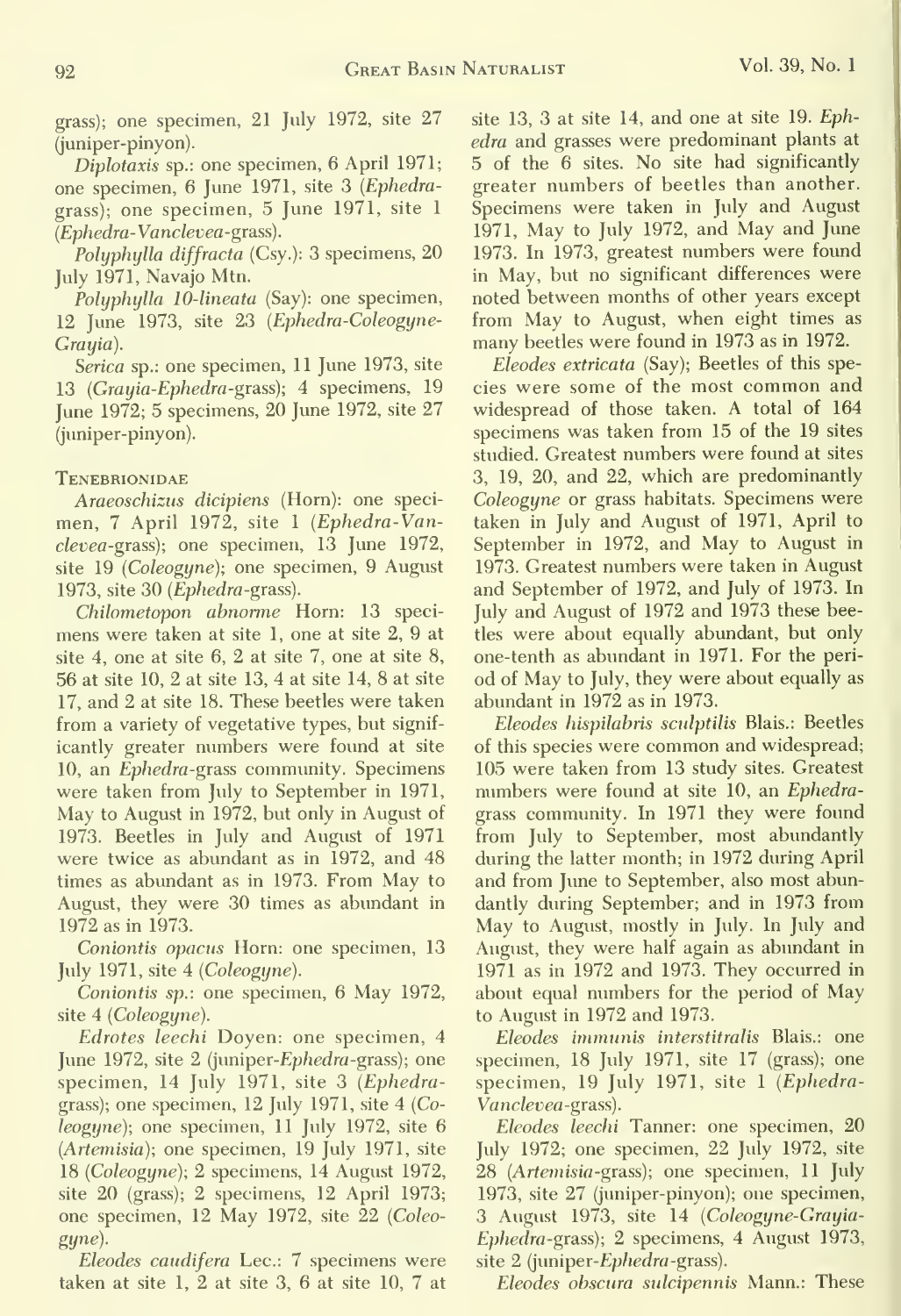grass); one specimen, 21 July 1972, site 27 (juniper-pinyon).

*Diplotaxis* sp.: one specimen, 6 April 1971; one specimen, 6 June 1971, site 3 (*Ephedra*-grass); one specimen, 5 June 1971, site 1 (*Ephedra*-*Vanclevea*-grass).

*Polyphylla diffracta* (Csy.): 3 specimens, 20 July 1971, Navajo Mtn.

*Polyphylla 10-lineata* (Say): one specimen, 12 June 1973, site 23 (*Ephedra*-*Coleogyne*-*Grayia*).

*Serica* sp.: one specimen, 11 June 1973, site 13 (*Grayia*-*Ephedra*-grass); 4 specimens, 19 June 1972; 5 specimens, 20 June 1972, site 27 (juniper-pinyon).

## Tenebrionidae

*Araeoschizus dicipiens* (Horn): one specimen, 7 April 1972, site 1 (*Ephedra*-*Vanclevea*-grass); one specimen, 13 June 1972, site 19 (*Coleogyne*); one specimen, 9 August 1973, site 30 (*Ephedra*-grass).

*Chilometopon abnorme* Horn: 13 specimens were taken at site 1, one at site 2, 9 at site 4, one at site 6, 2 at site 7, one at site 8, 56 at site 10, 2 at site 13, 4 at site 14, 8 at site 17, and 2 at site 18. These beetles were taken from a variety of vegetative types, but significantly greater numbers were found at site 10, an *Ephedra*-grass community. Specimens were taken from July to September in 1971, May to August in 1972, but only in August of 1973. Beetles in July and August of 1971 were twice as abundant as in 1972, and 48 times as abundant as in 1973. From May to August, they were 30 times as abundant in 1972 as in 1973.

*Coniontis opacus* Horn: one specimen, 13 July 1971, site 4 (*Coleogyne*).

*Coniontis sp.*: one specimen, 6 May 1972, site 4 (*Coleogyne*).

*Edrotes leechi* Doyen: one specimen, 4 June 1972, site 2 (juniper-*Ephedra*-grass); one specimen, 14 July 1971, site 3 (*Ephedra*-grass); one specimen, 12 July 1971, site 4 (*Coleogyne*); one specimen, 11 July 1972, site 6 (*Artemisia*); one specimen, 19 July 1971, site 18 (*Coleogyne*); 2 specimens, 14 August 1972, site 20 (grass); 2 specimens, 12 April 1973; one specimen, 12 May 1972, site 22 (*Coleogyne*).

*Eleodes caudifera* Lec.: 7 specimens were taken at site 1, 2 at site 3, 6 at site 10, 7 at site 13, 3 at site 14, and one at site 19. *Ephedra* and grasses were predominant plants at 5 of the 6 sites. No site had significantly greater numbers of beetles than another. Specimens were taken in July and August 1971, May to July 1972, and May and June 1973. In 1973, greatest numbers were found in May, but no significant differences were noted between months of other years except from May to August, when eight times as many beetles were found in 1973 as in 1972.

*Eleodes extricata* (Say); Beetles of this species were some of the most common and widespread of those taken. A total of 164 specimens was taken from 15 of the 19 sites studied. Greatest numbers were found at sites 3, 19, 20, and 22, which are predominantly *Coleogyne* or grass habitats. Specimens were taken in July and August of 1971, April to September in 1972, and May to August in 1973. Greatest numbers were taken in August and September of 1972, and July of 1973. In July and August of 1972 and 1973 these beetles were about equally abundant, but only one-tenth as abundant in 1971. For the period of May to July, they were about equally as abundant in 1972 as in 1973.

*Eleodes hispilabris sculptilis* Blais.: Beetles of this species were common and widespread; 105 were taken from 13 study sites. Greatest numbers were found at site 10, an *Ephedra*-grass community. In 1971 they were found from July to September, most abundantly during the latter month; in 1972 during April and from June to September, also most abundantly during September; and in 1973 from May to August, mostly in July. In July and August, they were half again as abundant in 1971 as in 1972 and 1973. They occurred in about equal numbers for the period of May to August in 1972 and 1973.

*Eleodes immunis interstitralis* Blais.: one specimen, 18 July 1971, site 17 (grass); one specimen, 19 July 1971, site 1 (*Ephedra*-*Vanclevea*-grass).

*Eleodes leechi* Tanner: one specimen, 20 July 1972; one specimen, 22 July 1972, site 28 (*Artemisia*-grass); one specimen, 11 July 1973, site 27 (juniper-pinyon); one specimen, 3 August 1973, site 14 (*Coleogyne*-*Grayia*-*Ephedra*-grass); 2 specimens, 4 August 1973, site 2 (juniper-*Ephedra*-grass).

*Eleodes obscura sulcipennis* Mann.: These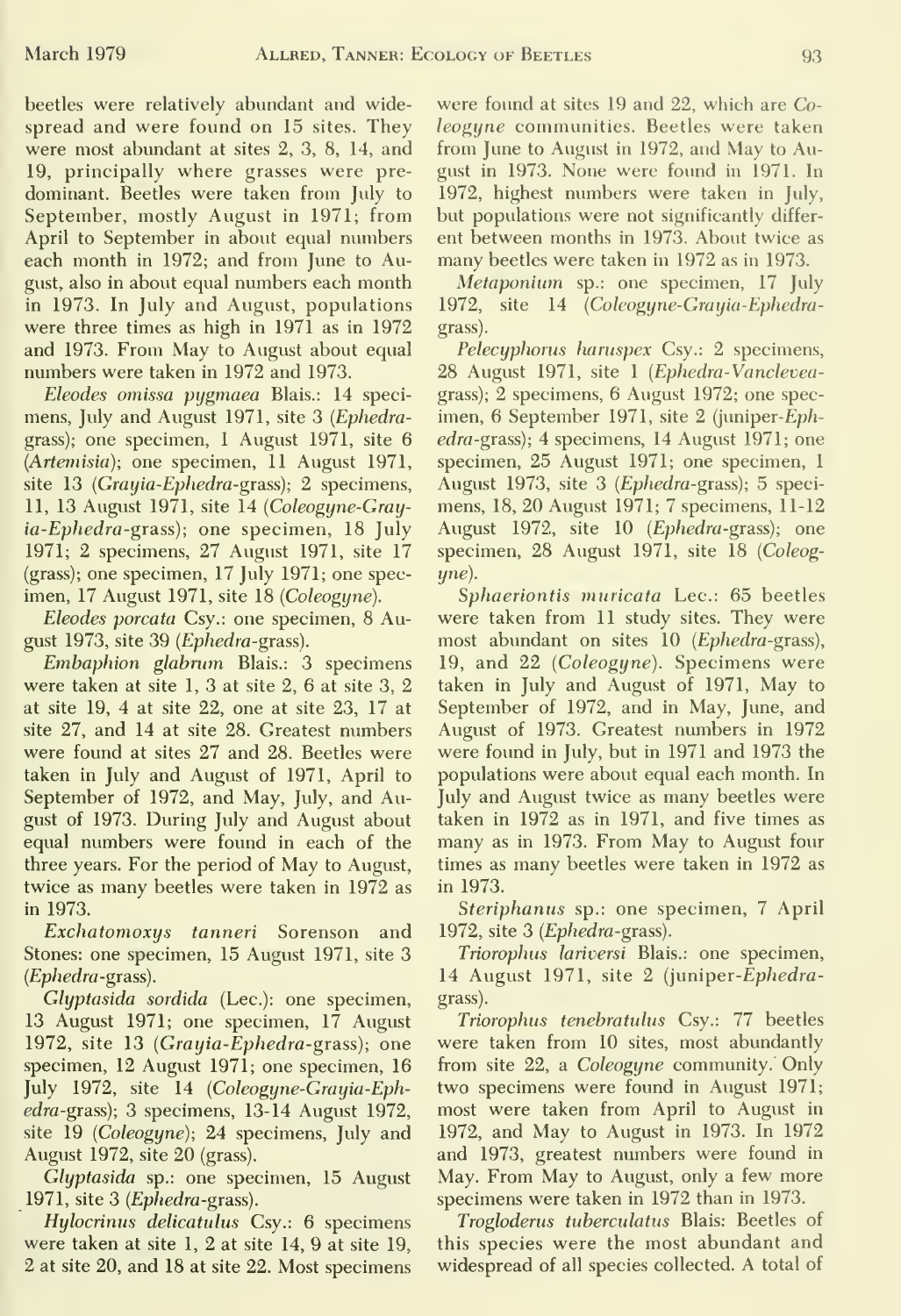beetles were relatively abundant and widespread and were found on 15 sites. They were most abundant at sites 2, 3, 8, 14, and 19, principally where grasses were predominant. Beetles were taken from July to September, mostly August in 1971; from April to September in about equal numbers each month in 1972; and from June to August, also in about equal numbers each month in 1973. In July and August, populations were three times as high in 1971 as in 1972 and 1973. From May to August about equal numbers were taken in 1972 and 1973.

*Eleodes omissa pygmaea* Blais.: 14 specimens, July and August 1971, site 3 (*Ephedra*-grass); one specimen, 1 August 1971, site 6 (*Artemisia*); one specimen, 11 August 1971, site 13 (*Grayia-Ephedra*-grass); 2 specimens, 11, 13 August 1971, site 14 (*Coleogyne-Grayia-Ephedra*-grass); one specimen, 18 July 1971; 2 specimens, 27 August 1971, site 17 (grass); one specimen, 17 July 1971; one specimen, 17 August 1971, site 18 (*Coleogyne*).

*Eleodes porcata* Csy.: one specimen, 8 August 1973, site 39 (*Ephedra*-grass).

*Embaphion glabrum* Blais.: 3 specimens were taken at site 1, 3 at site 2, 6 at site 3, 2 at site 19, 4 at site 22, one at site 23, 17 at site 27, and 14 at site 28. Greatest numbers were found at sites 27 and 28. Beetles were taken in July and August of 1971, April to September of 1972, and May, July, and August of 1973. During July and August about equal numbers were found in each of the three years. For the period of May to August, twice as many beetles were taken in 1972 as in 1973.

*Exchatomoxys tanneri* Sorenson and Stones: one specimen, 15 August 1971, site 3 (*Ephedra*-grass).

*Glyptasida sordida* (Lec.): one specimen, 13 August 1971; one specimen, 17 August 1972, site 13 (*Grayia-Ephedra*-grass); one specimen, 12 August 1971; one specimen, 16 July 1972, site 14 (*Coleogyne-Grayia-Ephedra*-grass); 3 specimens, 13-14 August 1972, site 19 (*Coleogyne*); 24 specimens, July and August 1972, site 20 (grass).

*Glyptasida* sp.: one specimen, 15 August 1971, site 3 (*Ephedra*-grass).

*Hylocrinus delicatulus* Csy.: 6 specimens were taken at site 1, 2 at site 14, 9 at site 19, 2 at site 20, and 18 at site 22. Most specimens were found at sites 19 and 22, which are *Coleogyne* communities. Beetles were taken from June to August in 1972, and May to August in 1973. None were found in 1971. In 1972, highest numbers were taken in July, but populations were not significantly different between months in 1973. About twice as many beetles were taken in 1972 as in 1973.

*Metaponium* sp.: one specimen, 17 July 1972, site 14 (*Coleogyne-Grayia-Ephedra*-grass).

*Pelecyphorus haruspex* Csy.: 2 specimens, 28 August 1971, site 1 (*Ephedra-Vanclevea*-grass); 2 specimens, 6 August 1972; one specimen, 6 September 1971, site 2 (juniper-*Ephedra*-grass); 4 specimens, 14 August 1971; one specimen, 25 August 1971; one specimen, 1 August 1973, site 3 (*Ephedra*-grass); 5 specimens, 18, 20 August 1971; 7 specimens, 11-12 August 1972, site 10 (*Ephedra*-grass); one specimen, 28 August 1971, site 18 (*Coleogyne*).

*Sphaeriontis muricata* Lec.: 65 beetles were taken from 11 study sites. They were most abundant on sites 10 (*Ephedra*-grass), 19, and 22 (*Coleogyne*). Specimens were taken in July and August of 1971, May to September of 1972, and in May, June, and August of 1973. Greatest numbers in 1972 were found in July, but in 1971 and 1973 the populations were about equal each month. In July and August twice as many beetles were taken in 1972 as in 1971, and five times as many as in 1973. From May to August four times as many beetles were taken in 1972 as in 1973.

*Steriphanus* sp.: one specimen, 7 April 1972, site 3 (*Ephedra*-grass).

*Triorophus lariversi* Blais.: one specimen, 14 August 1971, site 2 (juniper-*Ephedra*-grass).

*Triorophus tenebratulus* Csy.: 77 beetles were taken from 10 sites, most abundantly from site 22, a *Coleogyne* community. Only two specimens were found in August 1971; most were taken from April to August in 1972, and May to August in 1973. In 1972 and 1973, greatest numbers were found in May. From May to August, only a few more specimens were taken in 1972 than in 1973.

*Trogloderus tuberculatus* Blais: Beetles of this species were the most abundant and widespread of all species collected. A total of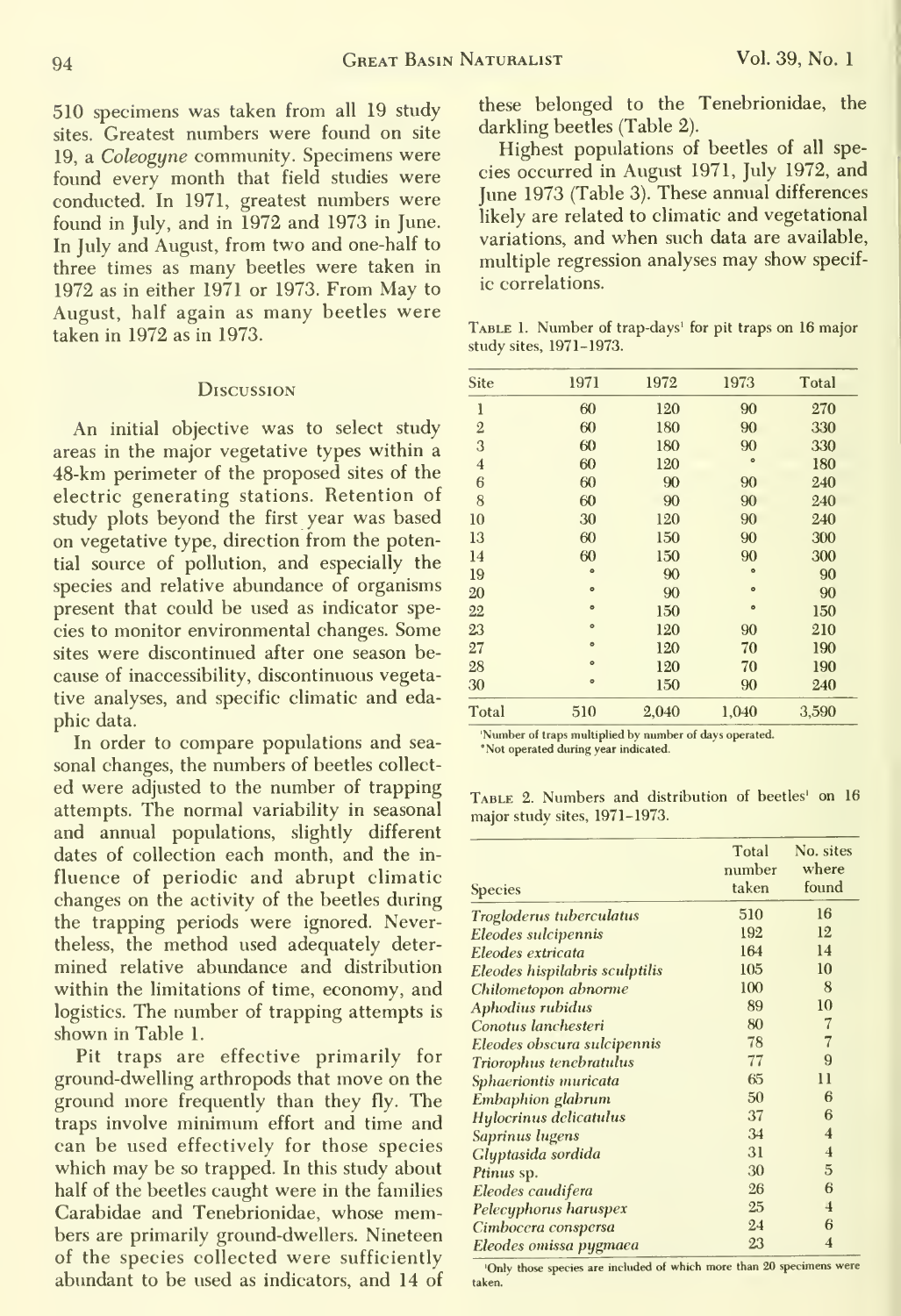510 specimens was taken from all 19 study sites. Greatest numbers were found on site 19, a *Coleogyne* community. Specimens were found every month that field studies were conducted. In 1971, greatest numbers were found in July, and in 1972 and 1973 in June. In July and August, from two and one-half to three times as many beetles were taken in 1972 as in either 1971 or 1973. From May to August, half again as many beetles were taken in 1972 as in 1973.

## Discussion

An initial objective was to select study areas in the major vegetative types within a 48-km perimeter of the proposed sites of the electric generating stations. Retention of study plots beyond the first year was based on vegetative type, direction from the potential source of pollution, and especially the species and relative abundance of organisms present that could be used as indicator species to monitor environmental changes. Some sites were discontinued after one season because of inaccessibility, discontinuous vegetative analyses, and specific climatic and edaphic data.

In order to compare populations and seasonal changes, the numbers of beetles collected were adjusted to the number of trapping attempts. The normal variability in seasonal and annual populations, slightly different dates of collection each month, and the influence of periodic and abrupt climatic changes on the activity of the beetles during the trapping periods were ignored. Nevertheless, the method used adequately determined relative abundance and distribution within the limitations of time, economy, and logistics. The number of trapping attempts is shown in Table 1.

Pit traps are effective primarily for ground-dwelling arthropods that move on the ground more frequently than they fly. The traps involve minimum effort and time and can be used effectively for those species which may be so trapped. In this study about half of the beetles caught were in the families Carabidae and Tenebrionidae, whose members are primarily ground-dwellers. Nineteen of the species collected were sufficiently abundant to be used as indicators, and 14 of these belonged to the Tenebrionidae, the darkling beetles (Table 2).

Highest populations of beetles of all species occurred in August 1971, July 1972, and June 1973 (Table 3). These annual differences likely are related to climatic and vegetational variations, and when such data are available, multiple regression analyses may show specific correlations.

Table 1. Number of trap-days[1] for pit traps on 16 major study sites, 1971–1973.

| Site | 1971 | 1972 | 1973 | Total |
|---|---|---|---|---|
| 1 | 60 | 120 | 90 | 270 |
| 2 | 60 | 180 | 90 | 330 |
| 3 | 60 | 180 | 90 | 330 |
| 4 | 60 | 120 | * | 180 |
| 6 | 60 | 90 | 90 | 240 |
| 8 | 60 | 90 | 90 | 240 |
| 10 | 30 | 120 | 90 | 240 |
| 13 | 60 | 150 | 90 | 300 |
| 14 | 60 | 150 | 90 | 300 |
| 19 | * | 90 | * | 90 |
| 20 | * | 90 | * | 90 |
| 22 | * | 150 | * | 150 |
| 23 | * | 120 | 90 | 210 |
| 27 | * | 120 | 70 | 190 |
| 28 | * | 120 | 70 | 190 |
| 30 | * | 150 | 90 | 240 |
| Total | 510 | 2,040 | 1,040 | 3,590 |

[1]Number of traps multiplied by number of days operated.
*Not operated during year indicated.

Table 2. Numbers and distribution of beetles[1] on 16 major study sites, 1971–1973.

| Species | Total number taken | No. sites where found |
|---|---|---|
| *Trogloderus tuberculatus* | 510 | 16 |
| *Eleodes sulcipennis* | 192 | 12 |
| *Eleodes extricata* | 164 | 14 |
| *Eleodes hispilabris sculptilis* | 105 | 10 |
| *Chilometopon abnorme* | 100 | 8 |
| *Aphodius rubidus* | 89 | 10 |
| *Conotus lanchesteri* | 80 | 7 |
| *Eleodes obscura sulcipennis* | 78 | 7 |
| *Triorophus tenebratulus* | 77 | 9 |
| *Sphaeriontis muricata* | 65 | 11 |
| *Embaphion glabrum* | 50 | 6 |
| *Hylocrinus delicatulus* | 37 | 6 |
| *Saprinus lugens* | 34 | 4 |
| *Glyptasida sordida* | 31 | 4 |
| *Ptinus* sp. | 30 | 5 |
| *Eleodes caudifera* | 26 | 6 |
| *Pelecyphorus haruspex* | 25 | 4 |
| *Cimbocera conspersa* | 24 | 6 |
| *Eleodes omissa pygmaea* | 23 | 4 |

[1]Only those species are included of which more than 20 specimens were taken.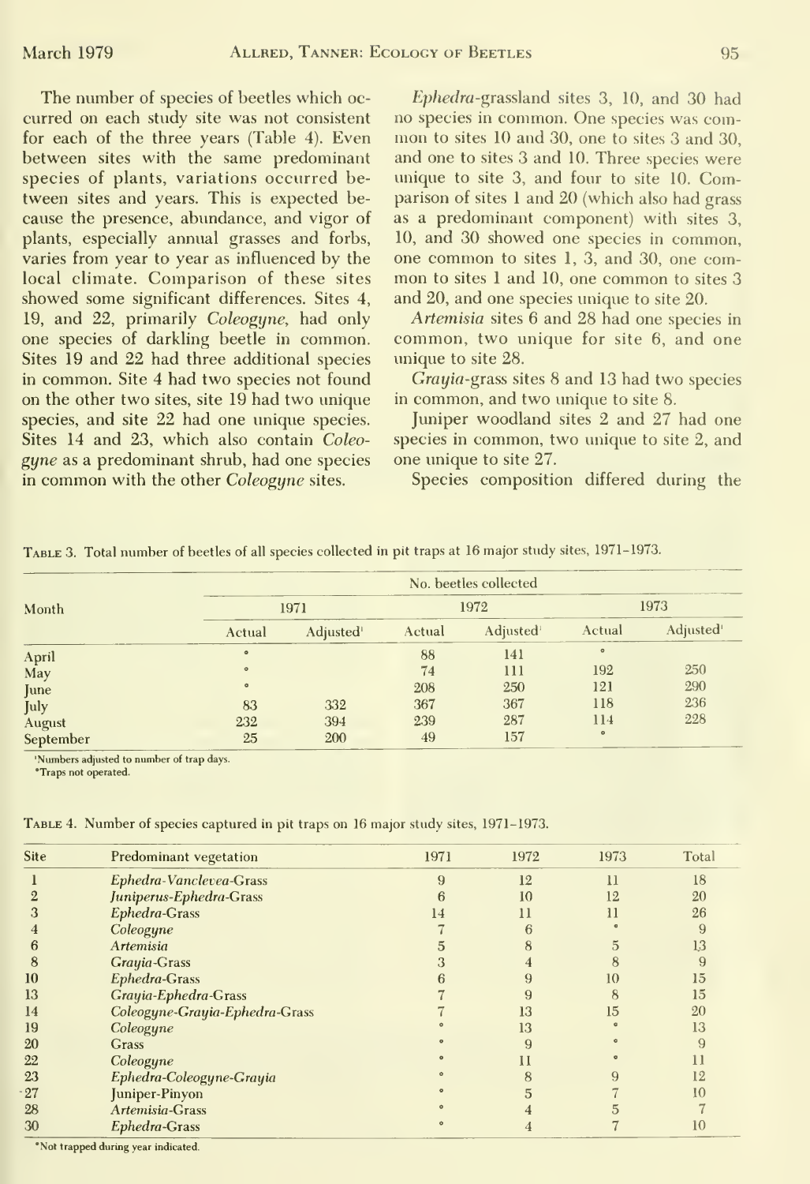The number of species of beetles which occurred on each study site was not consistent for each of the three years (Table 4). Even between sites with the same predominant species of plants, variations occurred between sites and years. This is expected because the presence, abundance, and vigor of plants, especially annual grasses and forbs, varies from year to year as influenced by the local climate. Comparison of these sites showed some significant differences. Sites 4, 19, and 22, primarily *Coleogyne*, had only one species of darkling beetle in common. Sites 19 and 22 had three additional species in common. Site 4 had two species not found on the other two sites, site 19 had two unique species, and site 22 had one unique species. Sites 14 and 23, which also contain *Coleogyne* as a predominant shrub, had one species in common with the other *Coleogyne* sites.

*Ephedra*-grassland sites 3, 10, and 30 had no species in common. One species was common to sites 10 and 30, one to sites 3 and 30, and one to sites 3 and 10. Three species were unique to site 3, and four to site 10. Comparison of sites 1 and 20 (which also had grass as a predominant component) with sites 3, 10, and 30 showed one species in common, one common to sites 1, 3, and 30, one common to sites 1 and 10, one common to sites 3 and 20, and one species unique to site 20.

*Artemisia* sites 6 and 28 had one species in common, two unique for site 6, and one unique to site 28.

*Grayia*-grass sites 8 and 13 had two species in common, and two unique to site 8.

Juniper woodland sites 2 and 27 had one species in common, two unique to site 2, and one unique to site 27.

Species composition differed during the

Table 3. Total number of beetles of all species collected in pit traps at 16 major study sites, 1971–1973.

| Month | No. beetles collected | | | | | |
|---|---|---|---|---|---|---|
| | 1971 | | 1972 | | 1973 | |
| | Actual | Adjusted[1] | Actual | Adjusted[1] | Actual | Adjusted[1] |
| April | * | | 88 | 141 | * | |
| May | * | | 74 | 111 | 192 | 250 |
| June | * | | 208 | 250 | 121 | 290 |
| July | 83 | 332 | 367 | 367 | 118 | 236 |
| August | 232 | 394 | 239 | 287 | 114 | 228 |
| September | 25 | 200 | 49 | 157 | * | |

[1]Numbers adjusted to number of trap days.
*Traps not operated.

Table 4. Number of species captured in pit traps on 16 major study sites, 1971–1973.

| Site | Predominant vegetation | 1971 | 1972 | 1973 | Total |
|---|---|---|---|---|---|
| 1 | *Ephedra-Vanclevea*-Grass | 9 | 12 | 11 | 18 |
| 2 | *Juniperus-Ephedra*-Grass | 6 | 10 | 12 | 20 |
| 3 | *Ephedra*-Grass | 14 | 11 | 11 | 26 |
| 4 | *Coleogyne* | 7 | 6 | * | 9 |
| 6 | *Artemisia* | 5 | 8 | 5 | 13 |
| 8 | *Grayia*-Grass | 3 | 4 | 8 | 9 |
| 10 | *Ephedra*-Grass | 6 | 9 | 10 | 15 |
| 13 | *Grayia-Ephedra*-Grass | 7 | 9 | 8 | 15 |
| 14 | *Coleogyne-Grayia-Ephedra*-Grass | 7 | 13 | 15 | 20 |
| 19 | *Coleogyne* | * | 13 | * | 13 |
| 20 | Grass | * | 9 | * | 9 |
| 22 | *Coleogyne* | * | 11 | * | 11 |
| 23 | *Ephedra-Coleogyne-Grayia* | * | 8 | 9 | 12 |
| 27 | Juniper-Pinyon | * | 5 | 7 | 10 |
| 28 | *Artemisia*-Grass | * | 4 | 5 | 7 |
| 30 | *Ephedra*-Grass | * | 4 | 7 | 10 |

*Not trapped during year indicated.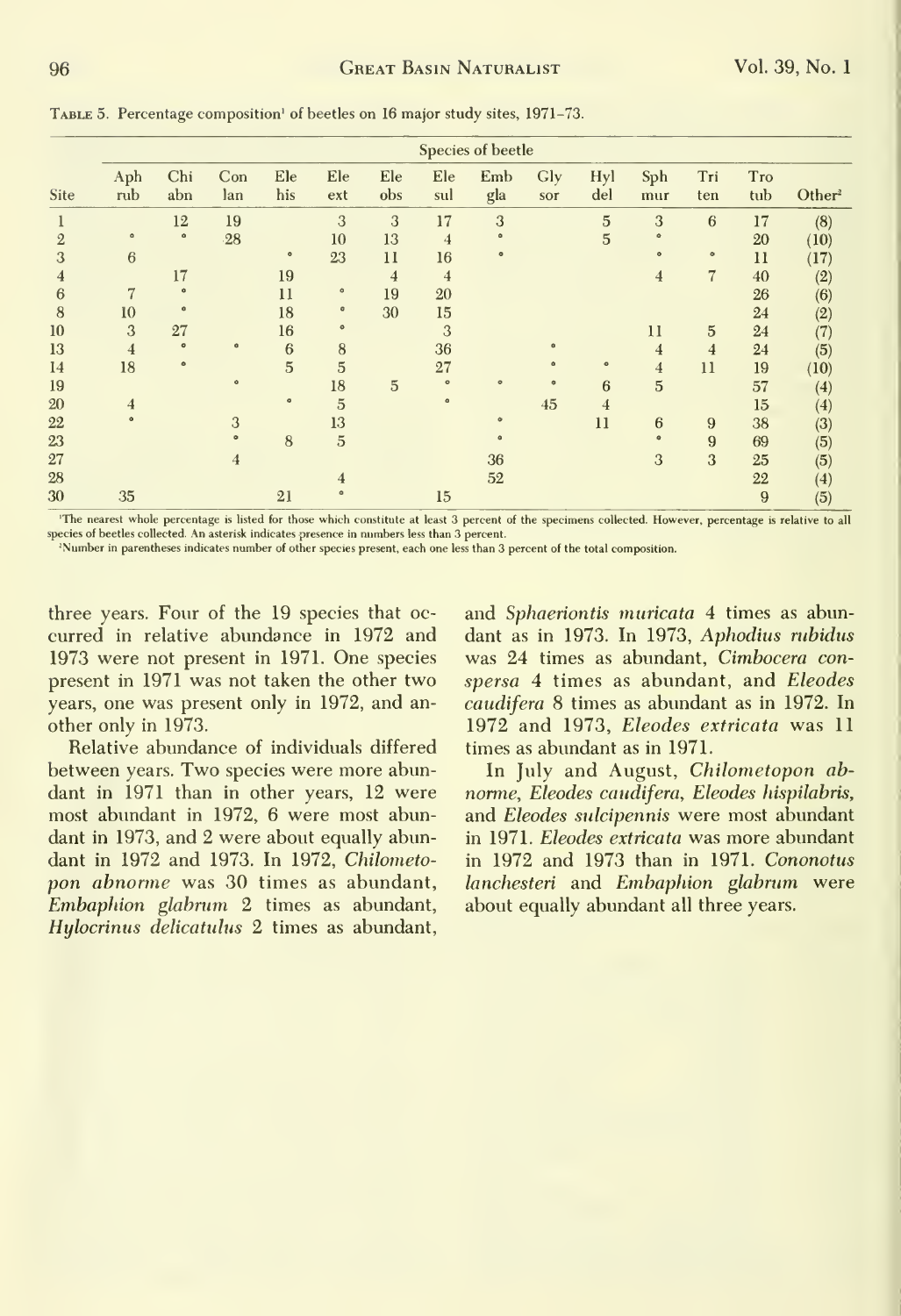TABLE 5. Percentage composition[1] of beetles on 16 major study sites, 1971–73.

| | Species of beetle | | | | | | | | | | | | | |
|---|---|---|---|---|---|---|---|---|---|---|---|---|---|---|
| Site | Aph rub | Chi abn | Con lan | Ele his | Ele ext | Ele obs | Ele sul | Emb gla | Gly sor | Hyl del | Sph mur | Tri ten | Tro tub | Other[2] |
| 1 | | 12 | 19 | | 3 | 3 | 17 | 3 | | 5 | 3 | 6 | 17 | (8) |
| 2 | * | * | 28 | | 10 | 13 | 4 | * | | 5 | * | | 20 | (10) |
| 3 | 6 | | | * | 23 | 11 | 16 | * | | | * | * | 11 | (17) |
| 4 | | 17 | | 19 | | 4 | 4 | | | | 4 | 7 | 40 | (2) |
| 6 | 7 | * | | 11 | * | 19 | 20 | | | | | | 26 | (6) |
| 8 | 10 | * | | 18 | * | 30 | 15 | | | | | | 24 | (2) |
| 10 | 3 | 27 | | 16 | * | | 3 | | | | 11 | 5 | 24 | (7) |
| 13 | 4 | * | * | 6 | 8 | | 36 | | * | | 4 | 4 | 24 | (5) |
| 14 | 18 | * | | 5 | 5 | | 27 | | * | * | 4 | 11 | 19 | (10) |
| 19 | | | * | | 18 | 5 | * | * | * | 6 | 5 | | 57 | (4) |
| 20 | 4 | | | * | 5 | | * | | 45 | 4 | | | 15 | (4) |
| 22 | * | | 3 | | 13 | | | * | | 11 | 6 | 9 | 38 | (3) |
| 23 | | | * | 8 | 5 | | | * | | | * | 9 | 69 | (5) |
| 27 | | | 4 | | | | | 36 | | | 3 | 3 | 25 | (5) |
| 28 | | | | | 4 | | | 52 | | | | | 22 | (4) |
| 30 | 35 | | | 21 | * | | 15 | | | | | | 9 | (5) |

[1]The nearest whole percentage is listed for those which constitute at least 3 percent of the specimens collected. However, percentage is relative to all species of beetles collected. An asterisk indicates presence in numbers less than 3 percent.

[2]Number in parentheses indicates number of other species present, each one less than 3 percent of the total composition.

three years. Four of the 19 species that occurred in relative abundance in 1972 and 1973 were not present in 1971. One species present in 1971 was not taken the other two years, one was present only in 1972, and another only in 1973.

Relative abundance of individuals differed between years. Two species were more abundant in 1971 than in other years, 12 were most abundant in 1972, 6 were most abundant in 1973, and 2 were about equally abundant in 1972 and 1973. In 1972, *Chilometopon abnorme* was 30 times as abundant, *Embaphion glabrum* 2 times as abundant, *Hylocrinus delicatulus* 2 times as abundant, and *Sphaeriontis muricata* 4 times as abundant as in 1973. In 1973, *Aphodius rubidus* was 24 times as abundant, *Cimbocera conspersa* 4 times as abundant, and *Eleodes caudifera* 8 times as abundant as in 1972. In 1972 and 1973, *Eleodes extricata* was 11 times as abundant as in 1971.

In July and August, *Chilometopon abnorme*, *Eleodes caudifera*, *Eleodes hispilabris*, and *Eleodes sulcipennis* were most abundant in 1971. *Eleodes extricata* was more abundant in 1972 and 1973 than in 1971. *Cononotus lanchesteri* and *Embaphion glabrum* were about equally abundant all three years.